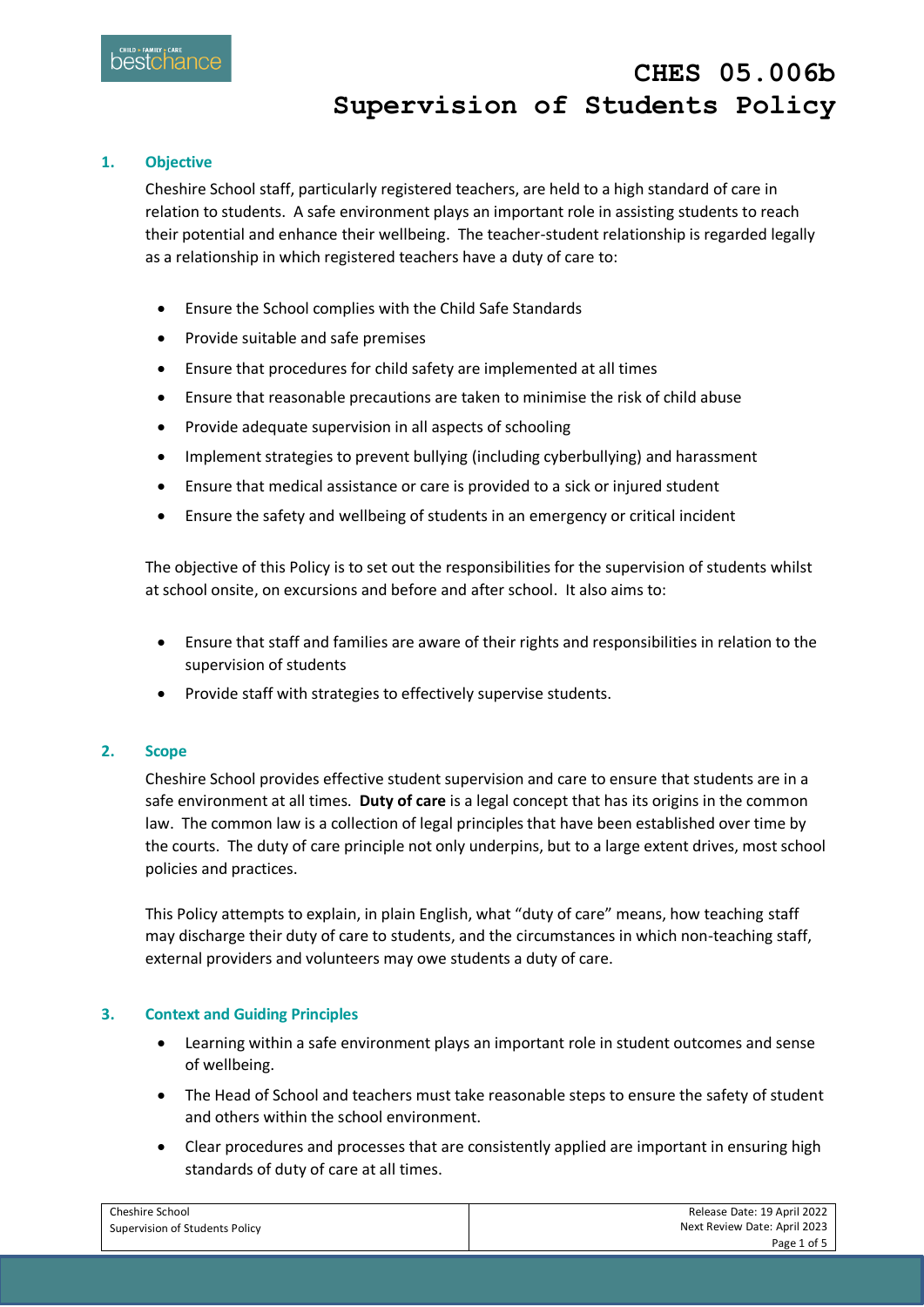# CHES 05.006b Supervision of Students Policy

## 1. Objective

Cheshire School staff, particularly registered teachers, are held to a high standard of care in relation to students. A safe environment plays an important role in assisting students to reach their potential and enhance their wellbeing. The teacher-student relationship is regarded legally as a relationship in which registered teachers have a duty of care to:

- Ensure the School complies with the Child Safe Standards
- Provide suitable and safe premises
- Ensure that procedures for child safety are implemented at all times
- Ensure that reasonable precautions are taken to minimise the risk of child abuse
- Provide adequate supervision in all aspects of schooling
- Implement strategies to prevent bullying (including cyberbullying) and harassment
- Ensure that medical assistance or care is provided to a sick or injured student
- Ensure the safety and wellbeing of students in an emergency or critical incident

The objective of this Policy is to set out the responsibilities for the supervision of students whilst at school onsite, on excursions and before and after school. It also aims to:

- Ensure that staff and families are aware of their rights and responsibilities in relation to the supervision of students
- Provide staff with strategies to effectively supervise students.

## 2. Scope

Cheshire School provides effective student supervision and care to ensure that students are in a safe environment at all times. **Duty of care** is a legal concept that has its origins in the common law. The common law is a collection of legal principles that have been established over time by the courts. The duty of care principle not only underpins, but to a large extent drives, most school policies and practices.

This Policy attempts to explain, in plain English, what "duty of care" means, how teaching staff may discharge their duty of care to students, and the circumstances in which non-teaching staff, external providers and volunteers may owe students a duty of care.

## 3. Context and Guiding Principles

- Learning within a safe environment plays an important role in student outcomes and sense of wellbeing.
- The Head of School and teachers must take reasonable steps to ensure the safety of student and others within the school environment.
- Clear procedures and processes that are consistently applied are important in ensuring high standards of duty of care at all times.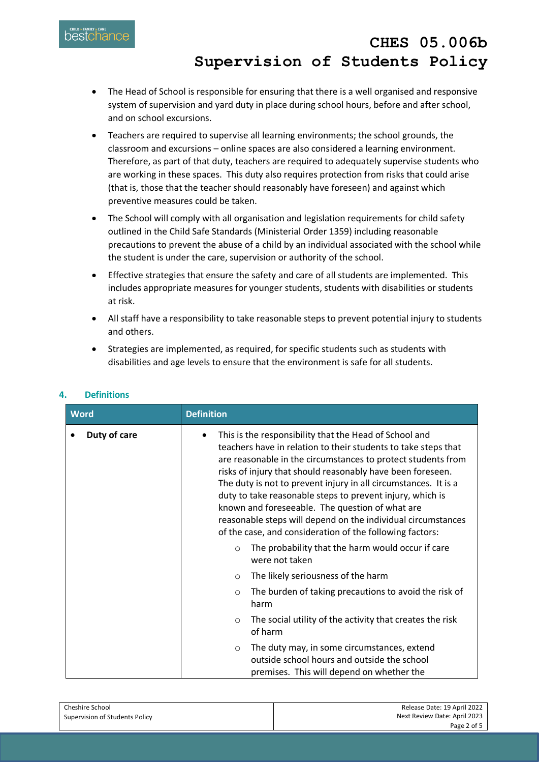- The Head of School is responsible for ensuring that there is a well organised and responsive system of supervision and yard duty in place during school hours, before and after school, and on school excursions.
- Teachers are required to supervise all learning environments; the school grounds, the classroom and excursions – online spaces are also considered a learning environment. Therefore, as part of that duty, teachers are required to adequately supervise students who are working in these spaces. This duty also requires protection from risks that could arise (that is, those that the teacher should reasonably have foreseen) and against which preventive measures could be taken.
- The School will comply with all organisation and legislation requirements for child safety outlined in the Child Safe Standards (Ministerial Order 1359) including reasonable precautions to prevent the abuse of a child by an individual associated with the school while the student is under the care, supervision or authority of the school.
- Effective strategies that ensure the safety and care of all students are implemented. This includes appropriate measures for younger students, students with disabilities or students at risk.
- All staff have a responsibility to take reasonable steps to prevent potential injury to students and others.
- Strategies are implemented, as required, for specific students such as students with disabilities and age levels to ensure that the environment is safe for all students.

## 4. Definitions

| Word | Definition |
| --- | --- |
| • **Duty of care** | • This is the responsibility that the Head of School and teachers have in relation to their students to take steps that are reasonable in the circumstances to protect students from risks of injury that should reasonably have been foreseen. The duty is not to prevent injury in all circumstances. It is a duty to take reasonable steps to prevent injury, which is known and foreseeable. The question of what are reasonable steps will depend on the individual circumstances of the case, and consideration of the following factors:<br>○ The probability that the harm would occur if care were not taken<br>○ The likely seriousness of the harm<br>○ The burden of taking precautions to avoid the risk of harm<br>○ The social utility of the activity that creates the risk of harm<br>○ The duty may, in some circumstances, extend outside school hours and outside the school premises. This will depend on whether the |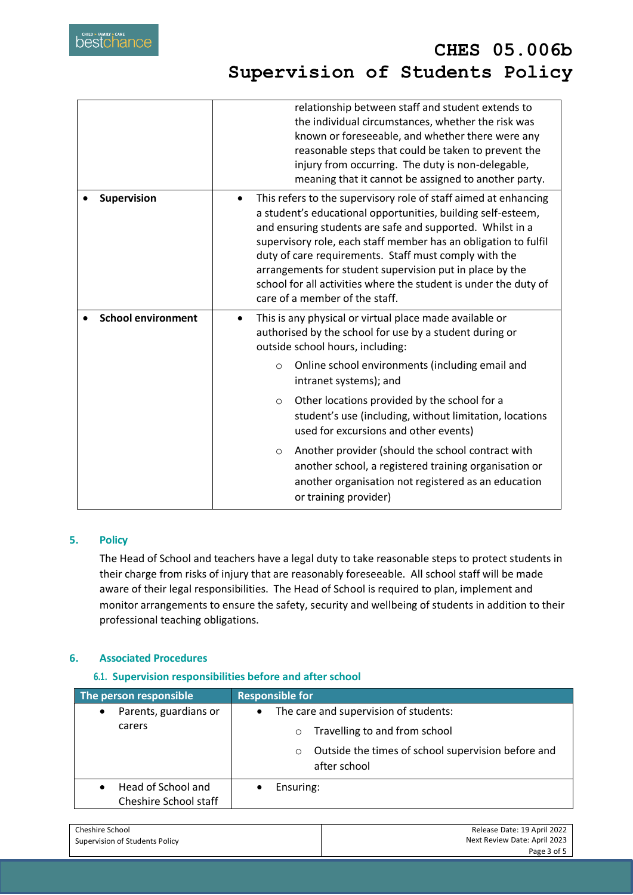| | |
|---|---|
| | relationship between staff and student extends to the individual circumstances, whether the risk was known or foreseeable, and whether there were any reasonable steps that could be taken to prevent the injury from occurring. The duty is non-delegable, meaning that it cannot be assigned to another party. |
| • **Supervision** | • This refers to the supervisory role of staff aimed at enhancing a student's educational opportunities, building self-esteem, and ensuring students are safe and supported. Whilst in a supervisory role, each staff member has an obligation to fulfil duty of care requirements. Staff must comply with the arrangements for student supervision put in place by the school for all activities where the student is under the duty of care of a member of the staff. |
| • **School environment** | • This is any physical or virtual place made available or authorised by the school for use by a student during or outside school hours, including: <br> ○ Online school environments (including email and intranet systems); and <br> ○ Other locations provided by the school for a student's use (including, without limitation, locations used for excursions and other events) <br> ○ Another provider (should the school contract with another school, a registered training organisation or another organisation not registered as an education or training provider) |

## 5. Policy

The Head of School and teachers have a legal duty to take reasonable steps to protect students in their charge from risks of injury that are reasonably foreseeable. All school staff will be made aware of their legal responsibilities. The Head of School is required to plan, implement and monitor arrangements to ensure the safety, security and wellbeing of students in addition to their professional teaching obligations.

## 6. Associated Procedures

### 6.1. Supervision responsibilities before and after school

| The person responsible | Responsible for |
|---|---|
| • Parents, guardians or carers | • The care and supervision of students: <br> ○ Travelling to and from school <br> ○ Outside the times of school supervision before and after school |
| • Head of School and Cheshire School staff | • Ensuring: |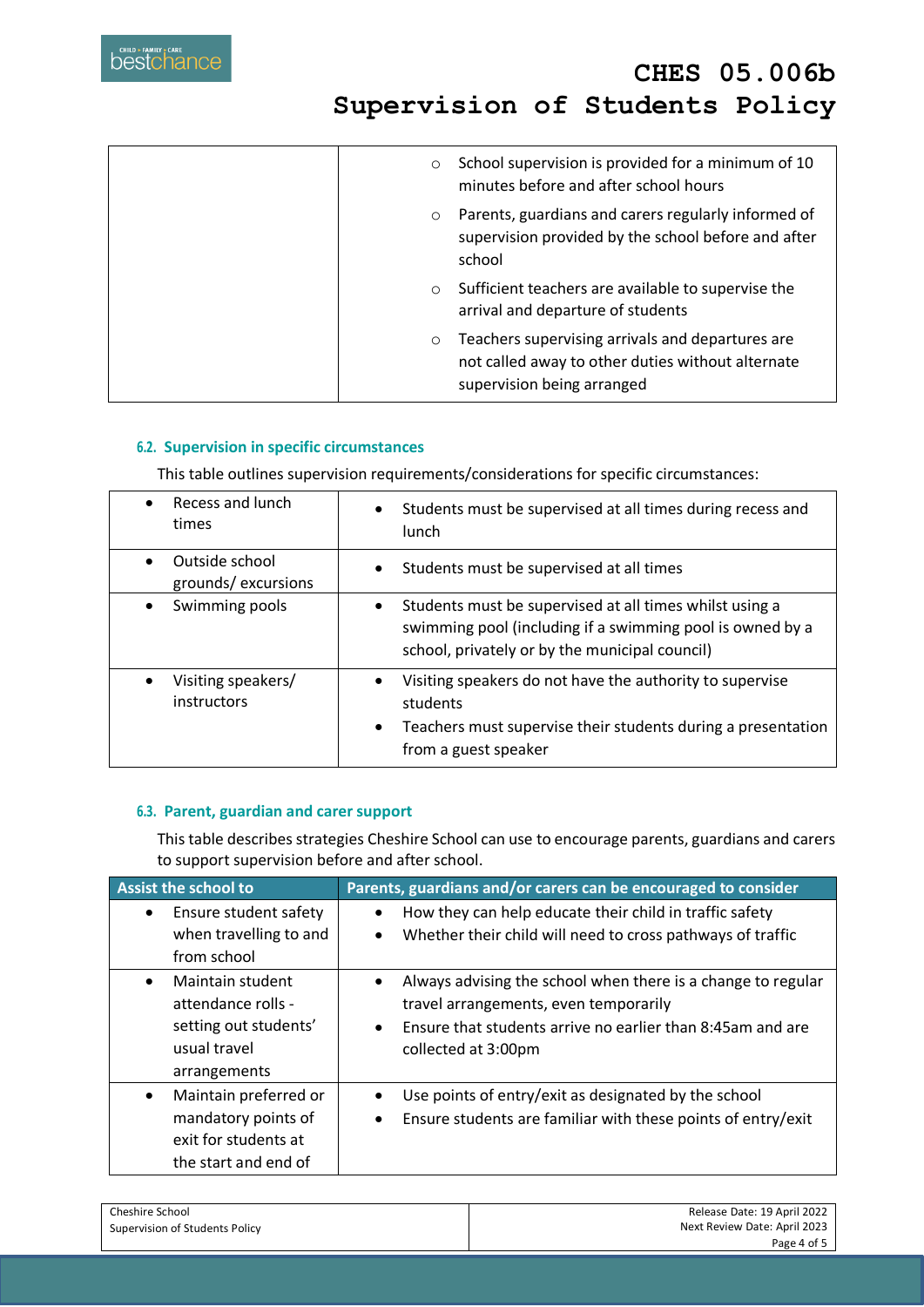| | |
|---|---|
| | ○ School supervision is provided for a minimum of 10 minutes before and after school hours<br>○ Parents, guardians and carers regularly informed of supervision provided by the school before and after school<br>○ Sufficient teachers are available to supervise the arrival and departure of students<br>○ Teachers supervising arrivals and departures are not called away to other duties without alternate supervision being arranged |

### 6.2. Supervision in specific circumstances

This table outlines supervision requirements/considerations for specific circumstances:

| | |
|---|---|
| • Recess and lunch times | • Students must be supervised at all times during recess and lunch |
| • Outside school grounds/ excursions | • Students must be supervised at all times |
| • Swimming pools | • Students must be supervised at all times whilst using a swimming pool (including if a swimming pool is owned by a school, privately or by the municipal council) |
| • Visiting speakers/ instructors | • Visiting speakers do not have the authority to supervise students<br>• Teachers must supervise their students during a presentation from a guest speaker |

### 6.3. Parent, guardian and carer support

This table describes strategies Cheshire School can use to encourage parents, guardians and carers to support supervision before and after school.

| Assist the school to | Parents, guardians and/or carers can be encouraged to consider |
|---|---|
| • Ensure student safety when travelling to and from school | • How they can help educate their child in traffic safety<br>• Whether their child will need to cross pathways of traffic |
| • Maintain student attendance rolls - setting out students' usual travel arrangements | • Always advising the school when there is a change to regular travel arrangements, even temporarily<br>• Ensure that students arrive no earlier than 8:45am and are collected at 3:00pm |
| • Maintain preferred or mandatory points of exit for students at the start and end of | • Use points of entry/exit as designated by the school<br>• Ensure students are familiar with these points of entry/exit |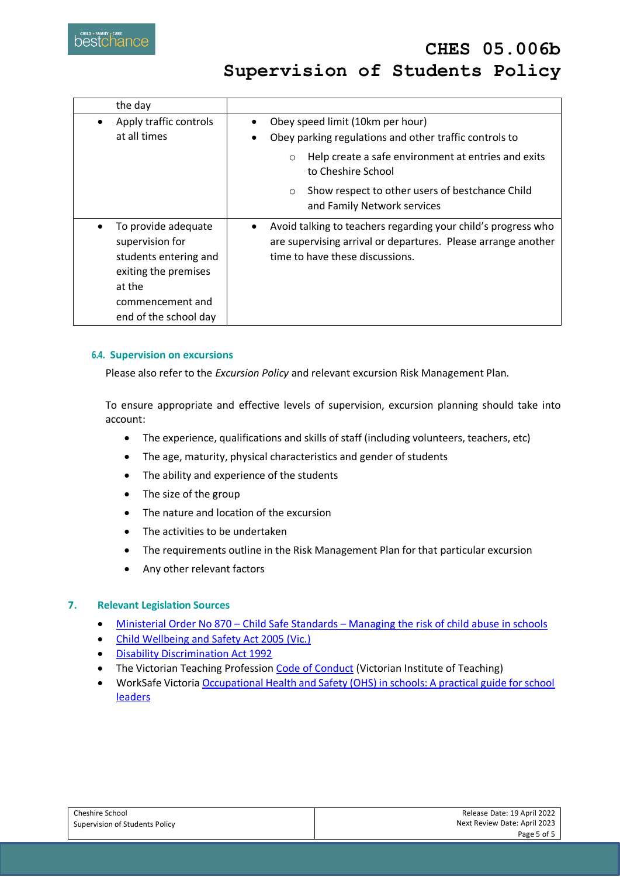| | |
|---|---|
| the day | |
| • Apply traffic controls at all times | • Obey speed limit (10km per hour)<br>• Obey parking regulations and other traffic controls to<br>  ○ Help create a safe environment at entries and exits to Cheshire School<br>  ○ Show respect to other users of bestchance Child and Family Network services |
| • To provide adequate supervision for students entering and exiting the premises at the commencement and end of the school day | • Avoid talking to teachers regarding your child's progress who are supervising arrival or departures. Please arrange another time to have these discussions. |

### 6.4. Supervision on excursions

Please also refer to the *Excursion Policy* and relevant excursion Risk Management Plan.

To ensure appropriate and effective levels of supervision, excursion planning should take into account:

- The experience, qualifications and skills of staff (including volunteers, teachers, etc)
- The age, maturity, physical characteristics and gender of students
- The ability and experience of the students
- The size of the group
- The nature and location of the excursion
- The activities to be undertaken
- The requirements outline in the Risk Management Plan for that particular excursion
- Any other relevant factors

## 7. Relevant Legislation Sources

- Ministerial Order No 870 – Child Safe Standards – Managing the risk of child abuse in schools
- Child Wellbeing and Safety Act 2005 (Vic.)
- Disability Discrimination Act 1992
- The Victorian Teaching Profession Code of Conduct (Victorian Institute of Teaching)
- WorkSafe Victoria Occupational Health and Safety (OHS) in schools: A practical guide for school leaders